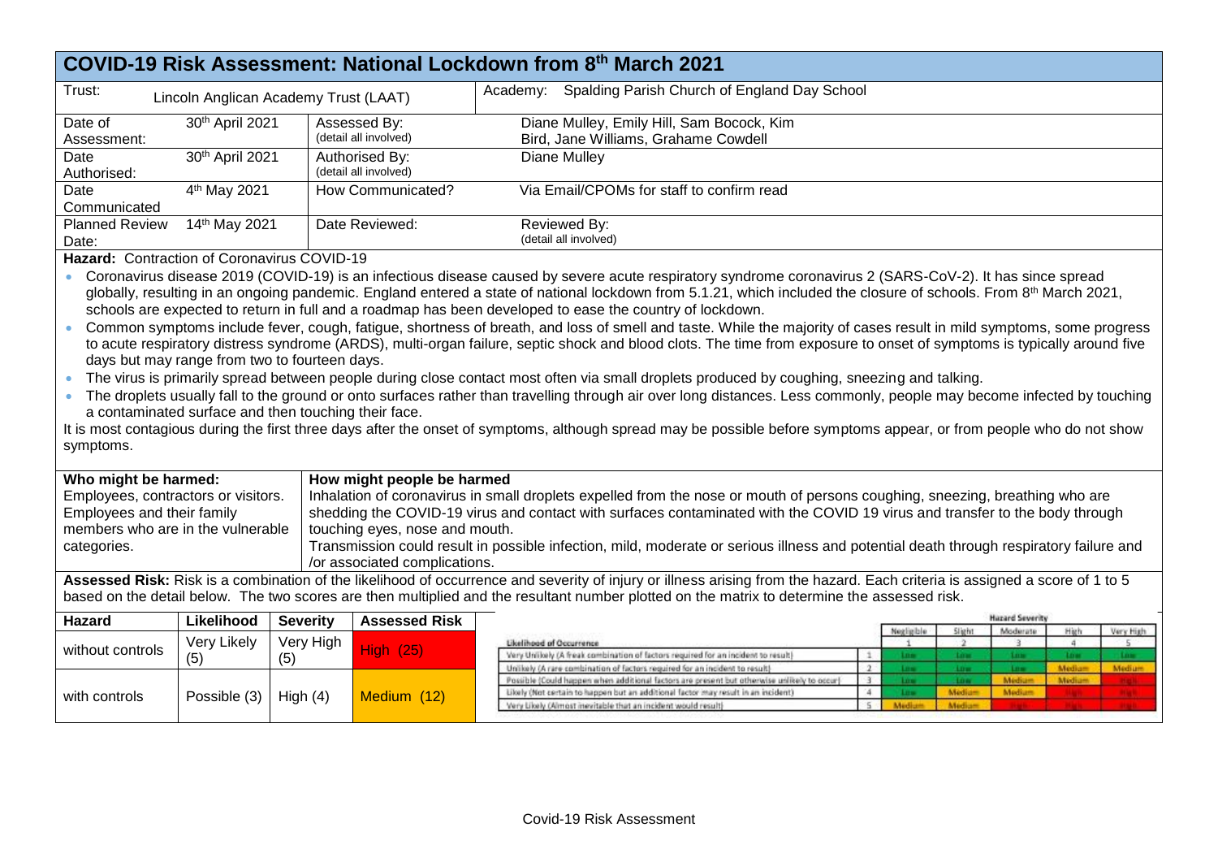# COVID-19 Risk Assessment: National Lockdown from 8th March 2021

| Trust: | Lincoln Anglican Academy Trust (LAAT) | | Academy: Spalding Parish Church of England Day School |
|---|---|---|---|
| Date of Assessment: | 30th April 2021 | Assessed By: (detail all involved) | Diane Mulley, Emily Hill, Sam Bocock, Kim Bird, Jane Williams, Grahame Cowdell |
| Date Authorised: | 30th April 2021 | Authorised By: (detail all involved) | Diane Mulley |
| Date Communicated | 4th May 2021 | How Communicated? | Via Email/CPOMs for staff to confirm read |
| Planned Review Date: | 14th May 2021 | Date Reviewed: | Reviewed By: (detail all involved) |

**Hazard:** Contraction of Coronavirus COVID-19

- Coronavirus disease 2019 (COVID-19) is an infectious disease caused by severe acute respiratory syndrome coronavirus 2 (SARS-CoV-2). It has since spread globally, resulting in an ongoing pandemic. England entered a state of national lockdown from 5.1.21, which included the closure of schools. From 8th March 2021, schools are expected to return in full and a roadmap has been developed to ease the country of lockdown.
- Common symptoms include fever, cough, fatigue, shortness of breath, and loss of smell and taste. While the majority of cases result in mild symptoms, some progress to acute respiratory distress syndrome (ARDS), multi-organ failure, septic shock and blood clots. The time from exposure to onset of symptoms is typically around five days but may range from two to fourteen days.
- The virus is primarily spread between people during close contact most often via small droplets produced by coughing, sneezing and talking.
- The droplets usually fall to the ground or onto surfaces rather than travelling through air over long distances. Less commonly, people may become infected by touching a contaminated surface and then touching their face.

It is most contagious during the first three days after the onset of symptoms, although spread may be possible before symptoms appear, or from people who do not show symptoms.

| Who might be harmed: | How might people be harmed |
|---|---|
| Employees, contractors or visitors. Employees and their family members who are in the vulnerable categories. | Inhalation of coronavirus in small droplets expelled from the nose or mouth of persons coughing, sneezing, breathing who are shedding the COVID-19 virus and contact with surfaces contaminated with the COVID 19 virus and transfer to the body through touching eyes, nose and mouth. Transmission could result in possible infection, mild, moderate or serious illness and potential death through respiratory failure and /or associated complications. |

**Assessed Risk:** Risk is a combination of the likelihood of occurrence and severity of injury or illness arising from the hazard. Each criteria is assigned a score of 1 to 5 based on the detail below. The two scores are then multiplied and the resultant number plotted on the matrix to determine the assessed risk.

| Hazard | Likelihood | Severity | Assessed Risk |
|---|---|---|---|
| without controls | Very Likely (5) | Very High (5) | High (25) |
| with controls | Possible (3) | High (4) | Medium (12) |

| Likelihood of Occurrence | | Negligible 1 | Slight 2 | Moderate 3 | High 4 | Very High 5 |
|---|---|---|---|---|---|---|
| Very Unlikely (A freak combination of factors required for an incident to result) | 1 | Low | Low | Low | Low | Low |
| Unlikely (A rare combination of factors required for an incident to result) | 2 | Low | Low | Low | Medium | Medium |
| Possible (Could happen when additional factors are present but otherwise unlikely to occur) | 3 | Low | Low | Medium | Medium | High |
| Likely (Not certain to happen but an additional factor may result in an incident) | 4 | Low | Medium | Medium | High | High |
| Very Likely (Almost inevitable that an incident would result) | 5 | Medium | Medium | High | High | High |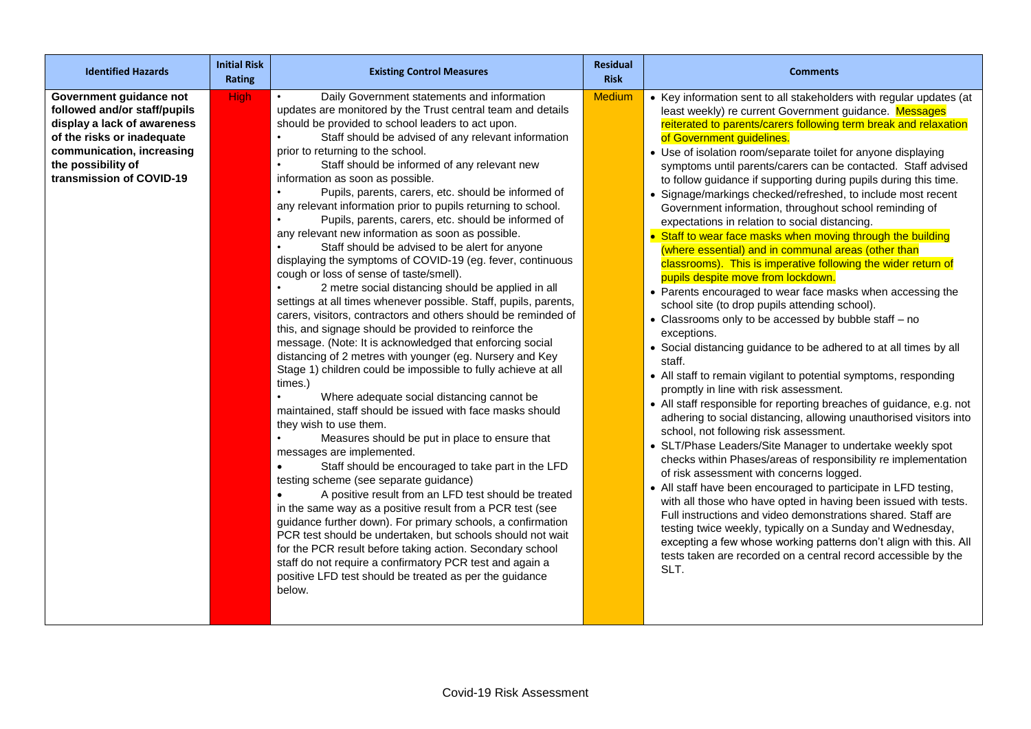| Identified Hazards | Initial Risk Rating | Existing Control Measures | Residual Risk | Comments |
| --- | --- | --- | --- | --- |
| **Government guidance not followed and/or staff/pupils display a lack of awareness of the risks or inadequate communication, increasing the possibility of transmission of COVID-19** | High | • Daily Government statements and information updates are monitored by the Trust central team and details should be provided to school leaders to act upon.<br>• Staff should be advised of any relevant information prior to returning to the school.<br>• Staff should be informed of any relevant new information as soon as possible.<br>• Pupils, parents, carers, etc. should be informed of any relevant information prior to pupils returning to school.<br>• Pupils, parents, carers, etc. should be informed of any relevant new information as soon as possible.<br>• Staff should be advised to be alert for anyone displaying the symptoms of COVID-19 (eg. fever, continuous cough or loss of sense of taste/smell).<br>• 2 metre social distancing should be applied in all settings at all times whenever possible. Staff, pupils, parents, carers, visitors, contractors and others should be reminded of this, and signage should be provided to reinforce the message. (Note: It is acknowledged that enforcing social distancing of 2 metres with younger (eg. Nursery and Key Stage 1) children could be impossible to fully achieve at all times.)<br>• Where adequate social distancing cannot be maintained, staff should be issued with face masks should they wish to use them.<br>• Measures should be put in place to ensure that messages are implemented.<br>• Staff should be encouraged to take part in the LFD testing scheme (see separate guidance)<br>• A positive result from an LFD test should be treated in the same way as a positive result from a PCR test (see guidance further down). For primary schools, a confirmation PCR test should be undertaken, but schools should not wait for the PCR result before taking action. Secondary school staff do not require a confirmatory PCR test and again a positive LFD test should be treated as per the guidance below. | Medium | • Key information sent to all stakeholders with regular updates (at least weekly) re current Government guidance. Messages reiterated to parents/carers following term break and relaxation of Government guidelines.<br>• Use of isolation room/separate toilet for anyone displaying symptoms until parents/carers can be contacted. Staff advised to follow guidance if supporting during pupils during this time.<br>• Signage/markings checked/refreshed, to include most recent Government information, throughout school reminding of expectations in relation to social distancing.<br>• Staff to wear face masks when moving through the building (where essential) and in communal areas (other than classrooms). This is imperative following the wider return of pupils despite move from lockdown.<br>• Parents encouraged to wear face masks when accessing the school site (to drop pupils attending school).<br>• Classrooms only to be accessed by bubble staff – no exceptions.<br>• Social distancing guidance to be adhered to at all times by all staff.<br>• All staff to remain vigilant to potential symptoms, responding promptly in line with risk assessment.<br>• All staff responsible for reporting breaches of guidance, e.g. not adhering to social distancing, allowing unauthorised visitors into school, not following risk assessment.<br>• SLT/Phase Leaders/Site Manager to undertake weekly spot checks within Phases/areas of responsibility re implementation of risk assessment with concerns logged.<br>• All staff have been encouraged to participate in LFD testing, with all those who have opted in having been issued with tests. Full instructions and video demonstrations shared. Staff are testing twice weekly, typically on a Sunday and Wednesday, excepting a few whose working patterns don't align with this. All tests taken are recorded on a central record accessible by the SLT. |

Covid-19 Risk Assessment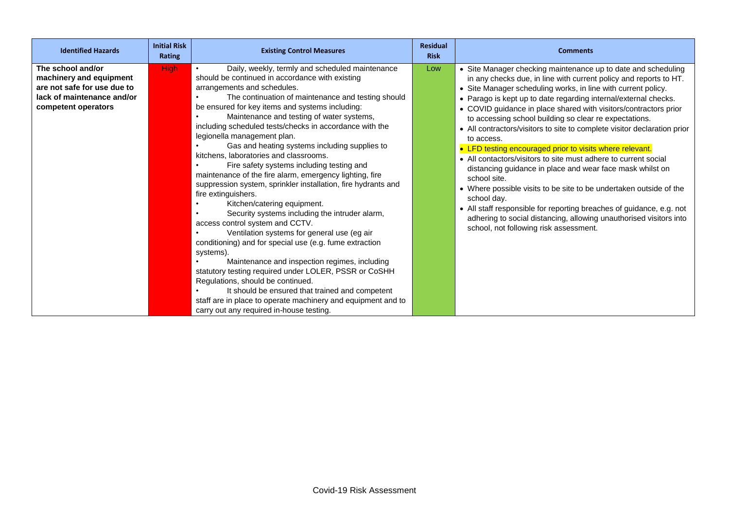| Identified Hazards | Initial Risk Rating | Existing Control Measures | Residual Risk | Comments |
|---|---|---|---|---|
| **The school and/or machinery and equipment are not safe for use due to lack of maintenance and/or competent operators** | High | • Daily, weekly, termly and scheduled maintenance should be continued in accordance with existing arrangements and schedules.<br>• The continuation of maintenance and testing should be ensured for key items and systems including:<br>• Maintenance and testing of water systems, including scheduled tests/checks in accordance with the legionella management plan.<br>• Gas and heating systems including supplies to kitchens, laboratories and classrooms.<br>• Fire safety systems including testing and maintenance of the fire alarm, emergency lighting, fire suppression system, sprinkler installation, fire hydrants and fire extinguishers.<br>• Kitchen/catering equipment.<br>• Security systems including the intruder alarm, access control system and CCTV.<br>• Ventilation systems for general use (eg air conditioning) and for special use (e.g. fume extraction systems).<br>• Maintenance and inspection regimes, including statutory testing required under LOLER, PSSR or CoSHH Regulations, should be continued.<br>• It should be ensured that trained and competent staff are in place to operate machinery and equipment and to carry out any required in-house testing. | Low | • Site Manager checking maintenance up to date and scheduling in any checks due, in line with current policy and reports to HT.<br>• Site Manager scheduling works, in line with current policy.<br>• Parago is kept up to date regarding internal/external checks.<br>• COVID guidance in place shared with visitors/contractors prior to accessing school building so clear re expectations.<br>• All contractors/visitors to site to complete visitor declaration prior to access.<br>• LFD testing encouraged prior to visits where relevant.<br>• All contactors/visitors to site must adhere to current social distancing guidance in place and wear face mask whilst on school site.<br>• Where possible visits to be site to be undertaken outside of the school day.<br>• All staff responsible for reporting breaches of guidance, e.g. not adhering to social distancing, allowing unauthorised visitors into school, not following risk assessment. |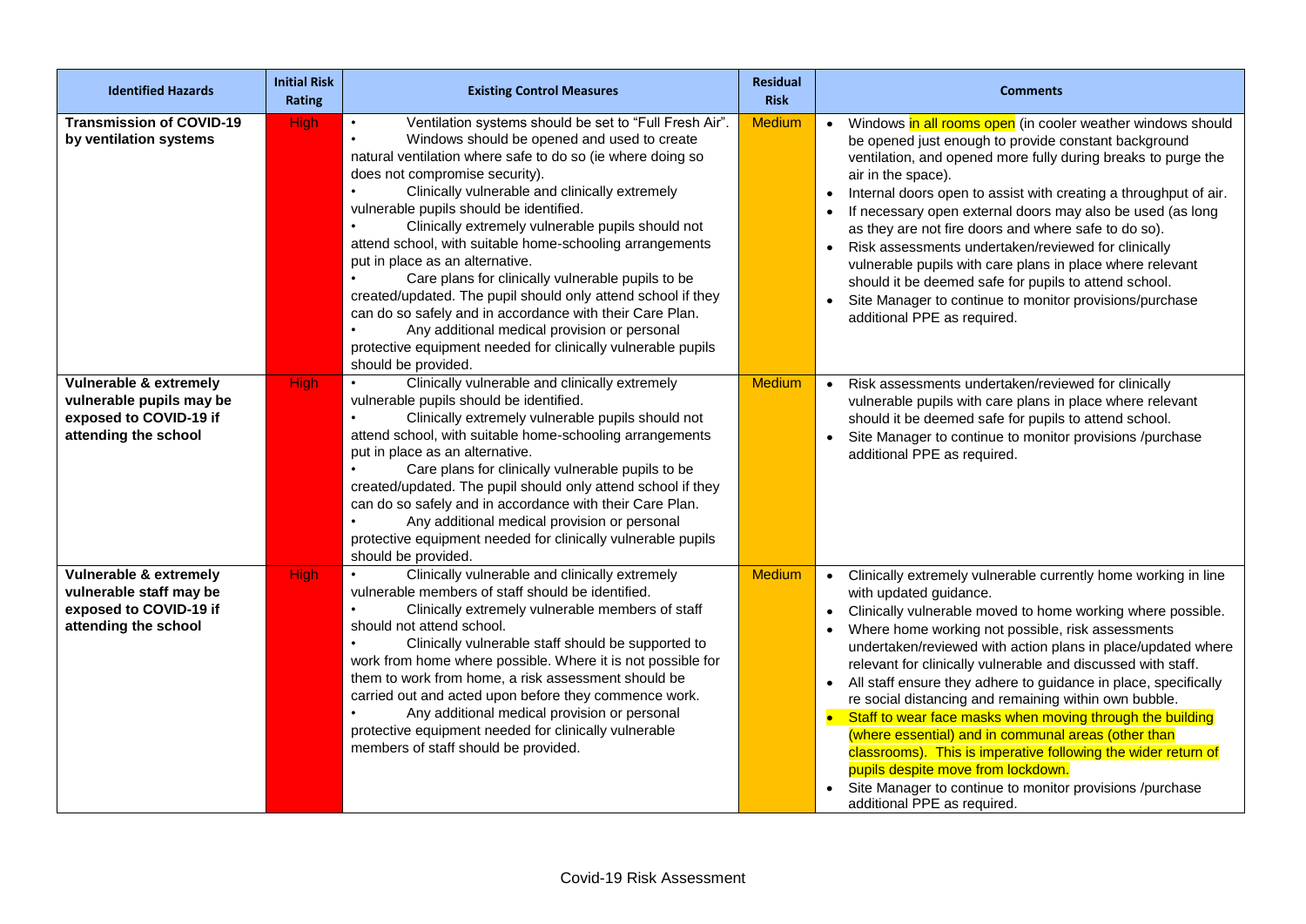| Identified Hazards | Initial Risk Rating | Existing Control Measures | Residual Risk | Comments |
|---|---|---|---|---|
| **Transmission of COVID-19 by ventilation systems** | High | • Ventilation systems should be set to "Full Fresh Air".<br>• Windows should be opened and used to create natural ventilation where safe to do so (ie where doing so does not compromise security).<br>• Clinically vulnerable and clinically extremely vulnerable pupils should be identified.<br>• Clinically extremely vulnerable pupils should not attend school, with suitable home-schooling arrangements put in place as an alternative.<br>• Care plans for clinically vulnerable pupils to be created/updated. The pupil should only attend school if they can do so safely and in accordance with their Care Plan.<br>• Any additional medical provision or personal protective equipment needed for clinically vulnerable pupils should be provided. | Medium | • Windows in all rooms open (in cooler weather windows should be opened just enough to provide constant background ventilation, and opened more fully during breaks to purge the air in the space).<br>• Internal doors open to assist with creating a throughput of air.<br>• If necessary open external doors may also be used (as long as they are not fire doors and where safe to do so).<br>• Risk assessments undertaken/reviewed for clinically vulnerable pupils with care plans in place where relevant should it be deemed safe for pupils to attend school.<br>• Site Manager to continue to monitor provisions/purchase additional PPE as required. |
| **Vulnerable & extremely vulnerable pupils may be exposed to COVID-19 if attending the school** | High | • Clinically vulnerable and clinically extremely vulnerable pupils should be identified.<br>• Clinically extremely vulnerable pupils should not attend school, with suitable home-schooling arrangements put in place as an alternative.<br>• Care plans for clinically vulnerable pupils to be created/updated. The pupil should only attend school if they can do so safely and in accordance with their Care Plan.<br>• Any additional medical provision or personal protective equipment needed for clinically vulnerable pupils should be provided. | Medium | • Risk assessments undertaken/reviewed for clinically vulnerable pupils with care plans in place where relevant should it be deemed safe for pupils to attend school.<br>• Site Manager to continue to monitor provisions /purchase additional PPE as required. |
| **Vulnerable & extremely vulnerable staff may be exposed to COVID-19 if attending the school** | High | • Clinically vulnerable and clinically extremely vulnerable members of staff should be identified.<br>• Clinically extremely vulnerable members of staff should not attend school.<br>• Clinically vulnerable staff should be supported to work from home where possible. Where it is not possible for them to work from home, a risk assessment should be carried out and acted upon before they commence work.<br>• Any additional medical provision or personal protective equipment needed for clinically vulnerable members of staff should be provided. | Medium | • Clinically extremely vulnerable currently home working in line with updated guidance.<br>• Clinically vulnerable moved to home working where possible.<br>• Where home working not possible, risk assessments undertaken/reviewed with action plans in place/updated where relevant for clinically vulnerable and discussed with staff.<br>• All staff ensure they adhere to guidance in place, specifically re social distancing and remaining within own bubble.<br>• Staff to wear face masks when moving through the building (where essential) and in communal areas (other than classrooms). This is imperative following the wider return of pupils despite move from lockdown.<br>• Site Manager to continue to monitor provisions /purchase additional PPE as required. |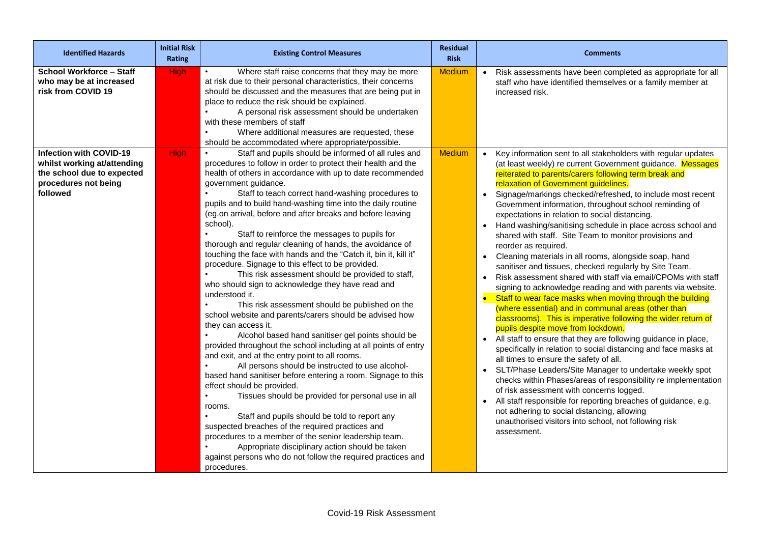| Identified Hazards | Initial Risk Rating | Existing Control Measures | Residual Risk | Comments |
|---|---|---|---|---|
| **School Workforce – Staff who may be at increased risk from COVID 19** | High | • Where staff raise concerns that they may be more at risk due to their personal characteristics, their concerns should be discussed and the measures that are being put in place to reduce the risk should be explained.<br>• A personal risk assessment should be undertaken with these members of staff<br>• Where additional measures are requested, these should be accommodated where appropriate/possible. | Medium | • Risk assessments have been completed as appropriate for all staff who have identified themselves or a family member at increased risk. |
| **Infection with COVID-19 whilst working at/attending the school due to expected procedures not being followed** | High | • Staff and pupils should be informed of all rules and procedures to follow in order to protect their health and the health of others in accordance with up to date recommended government guidance.<br>• Staff to teach correct hand-washing procedures to pupils and to build hand-washing time into the daily routine (eg.on arrival, before and after breaks and before leaving school).<br>• Staff to reinforce the messages to pupils for thorough and regular cleaning of hands, the avoidance of touching the face with hands and the "Catch it, bin it, kill it" procedure. Signage to this effect to be provided.<br>• This risk assessment should be provided to staff, who should sign to acknowledge they have read and understood it.<br>• This risk assessment should be published on the school website and parents/carers should be advised how they can access it.<br>• Alcohol based hand sanitiser gel points should be provided throughout the school including at all points of entry and exit, and at the entry point to all rooms.<br>• All persons should be instructed to use alcohol-based hand sanitiser before entering a room. Signage to this effect should be provided.<br>• Tissues should be provided for personal use in all rooms.<br>• Staff and pupils should be told to report any suspected breaches of the required practices and procedures to a member of the senior leadership team.<br>• Appropriate disciplinary action should be taken against persons who do not follow the required practices and procedures. | Medium | • Key information sent to all stakeholders with regular updates (at least weekly) re current Government guidance. Messages reiterated to parents/carers following term break and relaxation of Government guidelines.<br>• Signage/markings checked/refreshed, to include most recent Government information, throughout school reminding of expectations in relation to social distancing.<br>• Hand washing/sanitising schedule in place across school and shared with staff. Site Team to monitor provisions and reorder as required.<br>• Cleaning materials in all rooms, alongside soap, hand sanitiser and tissues, checked regularly by Site Team.<br>• Risk assessment shared with staff via email/CPOMs with staff signing to acknowledge reading and with parents via website.<br>• Staff to wear face masks when moving through the building (where essential) and in communal areas (other than classrooms). This is imperative following the wider return of pupils despite move from lockdown.<br>• All staff to ensure that they are following guidance in place, specifically in relation to social distancing and face masks at all times to ensure the safety of all.<br>• SLT/Phase Leaders/Site Manager to undertake weekly spot checks within Phases/areas of responsibility re implementation of risk assessment with concerns logged.<br>• All staff responsible for reporting breaches of guidance, e.g. not adhering to social distancing, allowing unauthorised visitors into school, not following risk assessment. |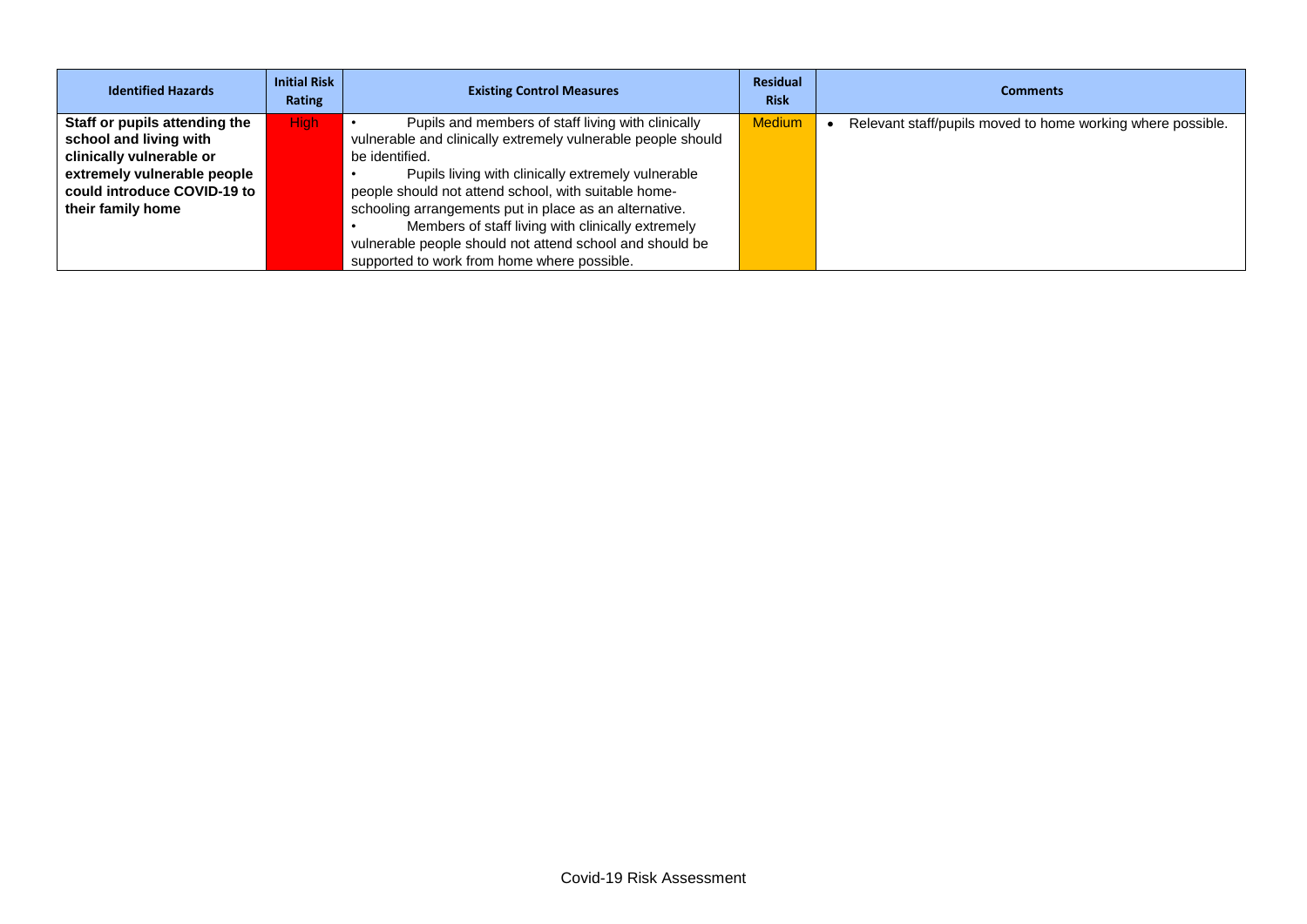| Identified Hazards | Initial Risk Rating | Existing Control Measures | Residual Risk | Comments |
|---|---|---|---|---|
| **Staff or pupils attending the school and living with clinically vulnerable or extremely vulnerable people could introduce COVID-19 to their family home** | High | • Pupils and members of staff living with clinically vulnerable and clinically extremely vulnerable people should be identified.<br>• Pupils living with clinically extremely vulnerable people should not attend school, with suitable home-schooling arrangements put in place as an alternative.<br>• Members of staff living with clinically extremely vulnerable people should not attend school and should be supported to work from home where possible. | Medium | • Relevant staff/pupils moved to home working where possible. |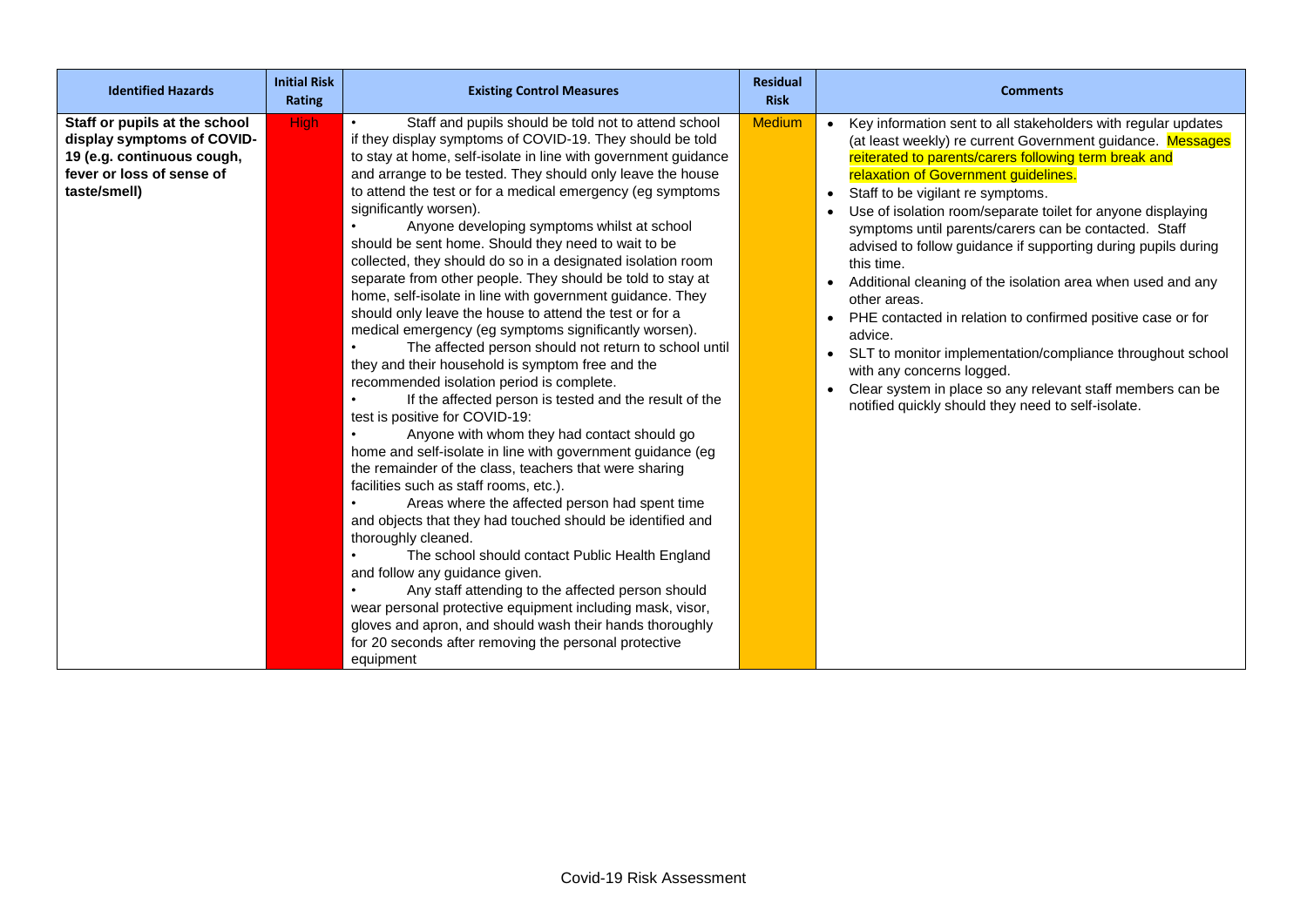| Identified Hazards | Initial Risk Rating | Existing Control Measures | Residual Risk | Comments |
|---|---|---|---|---|
| **Staff or pupils at the school display symptoms of COVID-19 (e.g. continuous cough, fever or loss of sense of taste/smell)** | High | • Staff and pupils should be told not to attend school if they display symptoms of COVID-19. They should be told to stay at home, self-isolate in line with government guidance and arrange to be tested. They should only leave the house to attend the test or for a medical emergency (eg symptoms significantly worsen).<br>• Anyone developing symptoms whilst at school should be sent home. Should they need to wait to be collected, they should do so in a designated isolation room separate from other people. They should be told to stay at home, self-isolate in line with government guidance. They should only leave the house to attend the test or for a medical emergency (eg symptoms significantly worsen).<br>• The affected person should not return to school until they and their household is symptom free and the recommended isolation period is complete.<br>• If the affected person is tested and the result of the test is positive for COVID-19:<br>• Anyone with whom they had contact should go home and self-isolate in line with government guidance (eg the remainder of the class, teachers that were sharing facilities such as staff rooms, etc.).<br>• Areas where the affected person had spent time and objects that they had touched should be identified and thoroughly cleaned.<br>• The school should contact Public Health England and follow any guidance given.<br>• Any staff attending to the affected person should wear personal protective equipment including mask, visor, gloves and apron, and should wash their hands thoroughly for 20 seconds after removing the personal protective equipment | Medium | • Key information sent to all stakeholders with regular updates (at least weekly) re current Government guidance. Messages reiterated to parents/carers following term break and relaxation of Government guidelines.<br>• Staff to be vigilant re symptoms.<br>• Use of isolation room/separate toilet for anyone displaying symptoms until parents/carers can be contacted. Staff advised to follow guidance if supporting during pupils during this time.<br>• Additional cleaning of the isolation area when used and any other areas.<br>• PHE contacted in relation to confirmed positive case or for advice.<br>• SLT to monitor implementation/compliance throughout school with any concerns logged.<br>• Clear system in place so any relevant staff members can be notified quickly should they need to self-isolate. |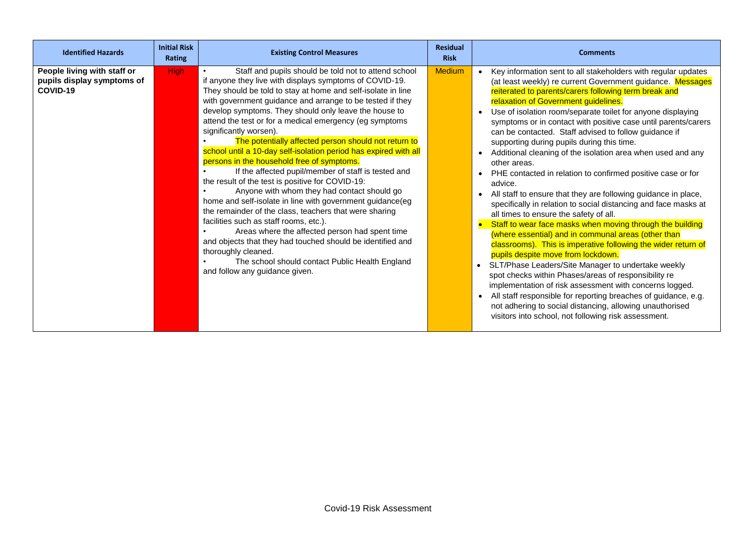| Identified Hazards | Initial Risk Rating | Existing Control Measures | Residual Risk | Comments |
|---|---|---|---|---|
| **People living with staff or pupils display symptoms of COVID-19** | High | • Staff and pupils should be told not to attend school if anyone they live with displays symptoms of COVID-19. They should be told to stay at home and self-isolate in line with government guidance and arrange to be tested if they develop symptoms. They should only leave the house to attend the test or for a medical emergency (eg symptoms significantly worsen).<br>• The potentially affected person should not return to school until a 10-day self-isolation period has expired with all persons in the household free of symptoms.<br>• If the affected pupil/member of staff is tested and the result of the test is positive for COVID-19:<br>• Anyone with whom they had contact should go home and self-isolate in line with government guidance(eg the remainder of the class, teachers that were sharing facilities such as staff rooms, etc.).<br>• Areas where the affected person had spent time and objects that they had touched should be identified and thoroughly cleaned.<br>• The school should contact Public Health England and follow any guidance given. | Medium | • Key information sent to all stakeholders with regular updates (at least weekly) re current Government guidance. Messages reiterated to parents/carers following term break and relaxation of Government guidelines.<br>• Use of isolation room/separate toilet for anyone displaying symptoms or in contact with positive case until parents/carers can be contacted. Staff advised to follow guidance if supporting during pupils during this time.<br>• Additional cleaning of the isolation area when used and any other areas.<br>• PHE contacted in relation to confirmed positive case or for advice.<br>• All staff to ensure that they are following guidance in place, specifically in relation to social distancing and face masks at all times to ensure the safety of all.<br>• Staff to wear face masks when moving through the building (where essential) and in communal areas (other than classrooms). This is imperative following the wider return of pupils despite move from lockdown.<br>• SLT/Phase Leaders/Site Manager to undertake weekly spot checks within Phases/areas of responsibility re implementation of risk assessment with concerns logged.<br>• All staff responsible for reporting breaches of guidance, e.g. not adhering to social distancing, allowing unauthorised visitors into school, not following risk assessment. |

Covid-19 Risk Assessment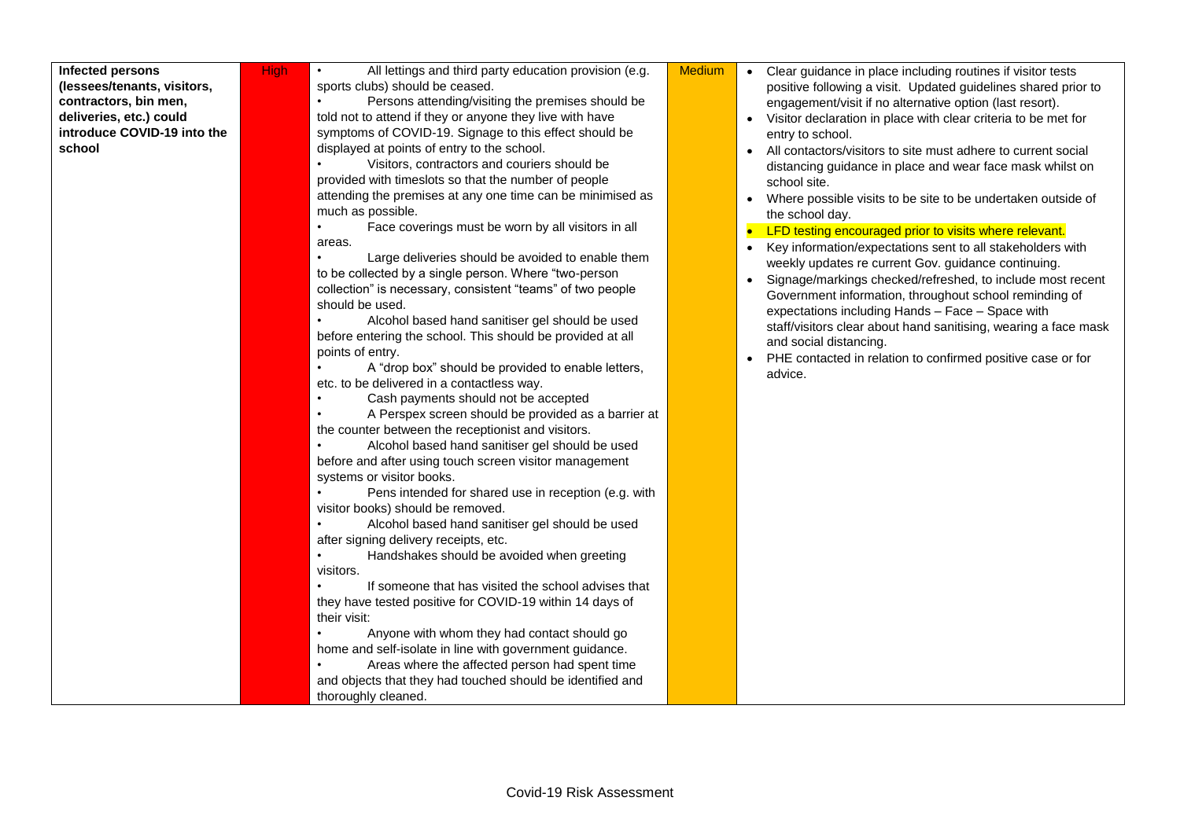| Infected persons (lessees/tenants, visitors, contractors, bin men, deliveries, etc.) could introduce COVID-19 into the school | High | • All lettings and third party education provision (e.g. sports clubs) should be ceased.<br>• Persons attending/visiting the premises should be told not to attend if they or anyone they live with have symptoms of COVID-19. Signage to this effect should be displayed at points of entry to the school.<br>• Visitors, contractors and couriers should be provided with timeslots so that the number of people attending the premises at any one time can be minimised as much as possible.<br>• Face coverings must be worn by all visitors in all areas.<br>• Large deliveries should be avoided to enable them to be collected by a single person. Where "two-person collection" is necessary, consistent "teams" of two people should be used.<br>• Alcohol based hand sanitiser gel should be used before entering the school. This should be provided at all points of entry.<br>• A "drop box" should be provided to enable letters, etc. to be delivered in a contactless way.<br>• Cash payments should not be accepted<br>• A Perspex screen should be provided as a barrier at the counter between the receptionist and visitors.<br>• Alcohol based hand sanitiser gel should be used before and after using touch screen visitor management systems or visitor books.<br>• Pens intended for shared use in reception (e.g. with visitor books) should be removed.<br>• Alcohol based hand sanitiser gel should be used after signing delivery receipts, etc.<br>• Handshakes should be avoided when greeting visitors.<br>• If someone that has visited the school advises that they have tested positive for COVID-19 within 14 days of their visit:<br>• Anyone with whom they had contact should go home and self-isolate in line with government guidance.<br>• Areas where the affected person had spent time and objects that they had touched should be identified and thoroughly cleaned. | Medium | • Clear guidance in place including routines if visitor tests positive following a visit. Updated guidelines shared prior to engagement/visit if no alternative option (last resort).<br>• Visitor declaration in place with clear criteria to be met for entry to school.<br>• All contactors/visitors to site must adhere to current social distancing guidance in place and wear face mask whilst on school site.<br>• Where possible visits to be site to be undertaken outside of the school day.<br>• LFD testing encouraged prior to visits where relevant.<br>• Key information/expectations sent to all stakeholders with weekly updates re current Gov. guidance continuing.<br>• Signage/markings checked/refreshed, to include most recent Government information, throughout school reminding of expectations including Hands – Face – Space with staff/visitors clear about hand sanitising, wearing a face mask and social distancing.<br>• PHE contacted in relation to confirmed positive case or for advice. |
|---|---|---|---|---|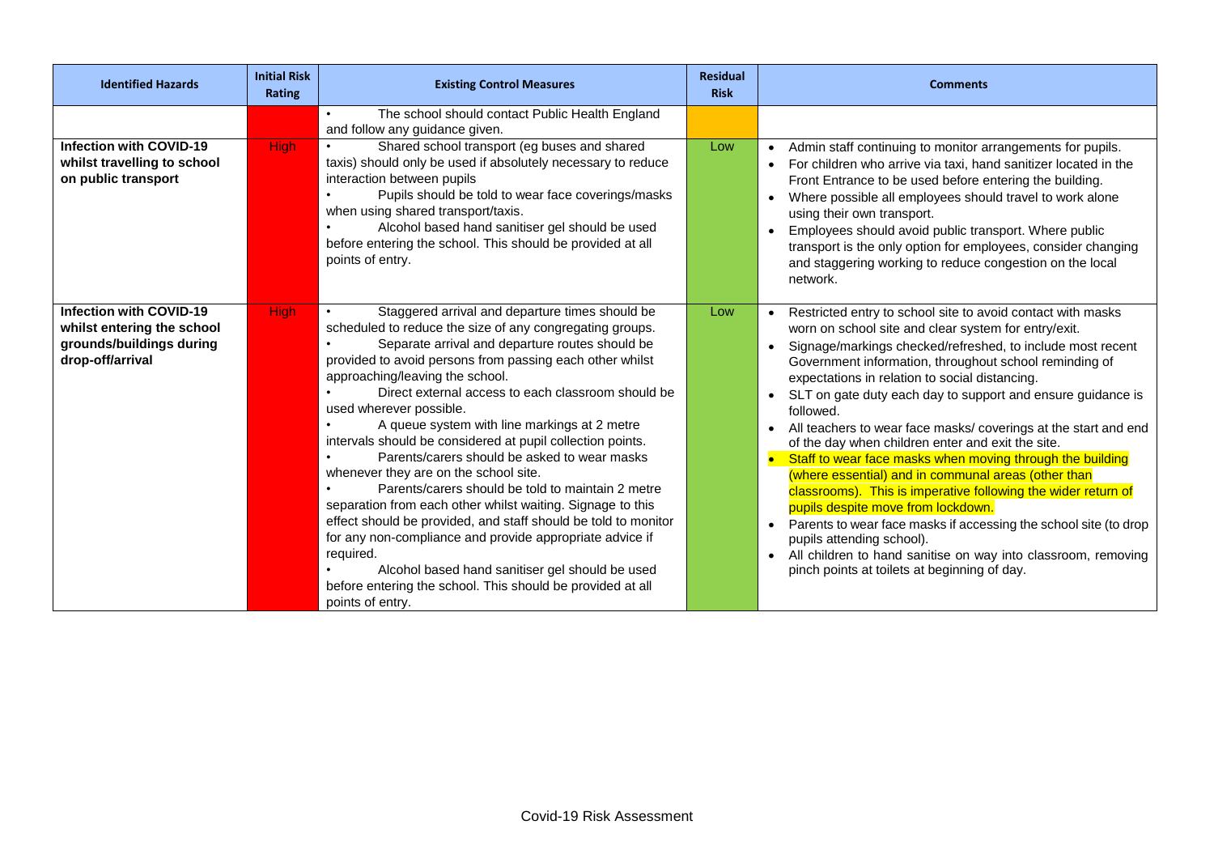| Identified Hazards | Initial Risk Rating | Existing Control Measures | Residual Risk | Comments |
| --- | --- | --- | --- | --- |
| | | • The school should contact Public Health England and follow any guidance given. | | |
| **Infection with COVID-19 whilst travelling to school on public transport** | High | • Shared school transport (eg buses and shared taxis) should only be used if absolutely necessary to reduce interaction between pupils<br>• Pupils should be told to wear face coverings/masks when using shared transport/taxis.<br>• Alcohol based hand sanitiser gel should be used before entering the school. This should be provided at all points of entry. | Low | • Admin staff continuing to monitor arrangements for pupils.<br>• For children who arrive via taxi, hand sanitizer located in the Front Entrance to be used before entering the building.<br>• Where possible all employees should travel to work alone using their own transport.<br>• Employees should avoid public transport. Where public transport is the only option for employees, consider changing and staggering working to reduce congestion on the local network. |
| **Infection with COVID-19 whilst entering the school grounds/buildings during drop-off/arrival** | High | • Staggered arrival and departure times should be scheduled to reduce the size of any congregating groups.<br>• Separate arrival and departure routes should be provided to avoid persons from passing each other whilst approaching/leaving the school.<br>• Direct external access to each classroom should be used wherever possible.<br>• A queue system with line markings at 2 metre intervals should be considered at pupil collection points.<br>• Parents/carers should be asked to wear masks whenever they are on the school site.<br>• Parents/carers should be told to maintain 2 metre separation from each other whilst waiting. Signage to this effect should be provided, and staff should be told to monitor for any non-compliance and provide appropriate advice if required.<br>• Alcohol based hand sanitiser gel should be used before entering the school. This should be provided at all points of entry. | Low | • Restricted entry to school site to avoid contact with masks worn on school site and clear system for entry/exit.<br>• Signage/markings checked/refreshed, to include most recent Government information, throughout school reminding of expectations in relation to social distancing.<br>• SLT on gate duty each day to support and ensure guidance is followed.<br>• All teachers to wear face masks/ coverings at the start and end of the day when children enter and exit the site.<br>• Staff to wear face masks when moving through the building (where essential) and in communal areas (other than classrooms). This is imperative following the wider return of pupils despite move from lockdown.<br>• Parents to wear face masks if accessing the school site (to drop pupils attending school).<br>• All children to hand sanitise on way into classroom, removing pinch points at toilets at beginning of day. |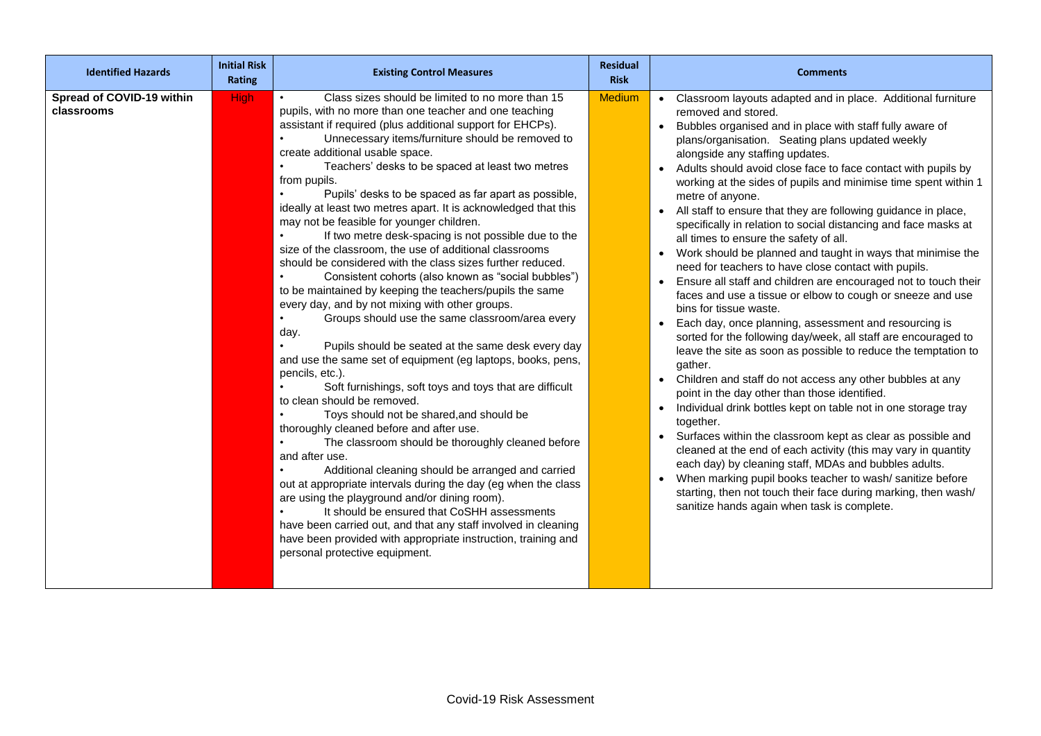| Identified Hazards | Initial Risk Rating | Existing Control Measures | Residual Risk | Comments |
| --- | --- | --- | --- | --- |
| **Spread of COVID-19 within classrooms** | High | • Class sizes should be limited to no more than 15 pupils, with no more than one teacher and one teaching assistant if required (plus additional support for EHCPs).<br>• Unnecessary items/furniture should be removed to create additional usable space.<br>• Teachers' desks to be spaced at least two metres from pupils.<br>• Pupils' desks to be spaced as far apart as possible, ideally at least two metres apart. It is acknowledged that this may not be feasible for younger children.<br>• If two metre desk-spacing is not possible due to the size of the classroom, the use of additional classrooms should be considered with the class sizes further reduced.<br>• Consistent cohorts (also known as "social bubbles") to be maintained by keeping the teachers/pupils the same every day, and by not mixing with other groups.<br>• Groups should use the same classroom/area every day.<br>• Pupils should be seated at the same desk every day and use the same set of equipment (eg laptops, books, pens, pencils, etc.).<br>• Soft furnishings, soft toys and toys that are difficult to clean should be removed.<br>• Toys should not be shared,and should be thoroughly cleaned before and after use.<br>• The classroom should be thoroughly cleaned before and after use.<br>• Additional cleaning should be arranged and carried out at appropriate intervals during the day (eg when the class are using the playground and/or dining room).<br>• It should be ensured that CoSHH assessments have been carried out, and that any staff involved in cleaning have been provided with appropriate instruction, training and personal protective equipment. | Medium | • Classroom layouts adapted and in place. Additional furniture removed and stored.<br>• Bubbles organised and in place with staff fully aware of plans/organisation. Seating plans updated weekly alongside any staffing updates.<br>• Adults should avoid close face to face contact with pupils by working at the sides of pupils and minimise time spent within 1 metre of anyone.<br>• All staff to ensure that they are following guidance in place, specifically in relation to social distancing and face masks at all times to ensure the safety of all.<br>• Work should be planned and taught in ways that minimise the need for teachers to have close contact with pupils.<br>• Ensure all staff and children are encouraged not to touch their faces and use a tissue or elbow to cough or sneeze and use bins for tissue waste.<br>• Each day, once planning, assessment and resourcing is sorted for the following day/week, all staff are encouraged to leave the site as soon as possible to reduce the temptation to gather.<br>• Children and staff do not access any other bubbles at any point in the day other than those identified.<br>• Individual drink bottles kept on table not in one storage tray together.<br>• Surfaces within the classroom kept as clear as possible and cleaned at the end of each activity (this may vary in quantity each day) by cleaning staff, MDAs and bubbles adults.<br>• When marking pupil books teacher to wash/ sanitize before starting, then not touch their face during marking, then wash/ sanitize hands again when task is complete. |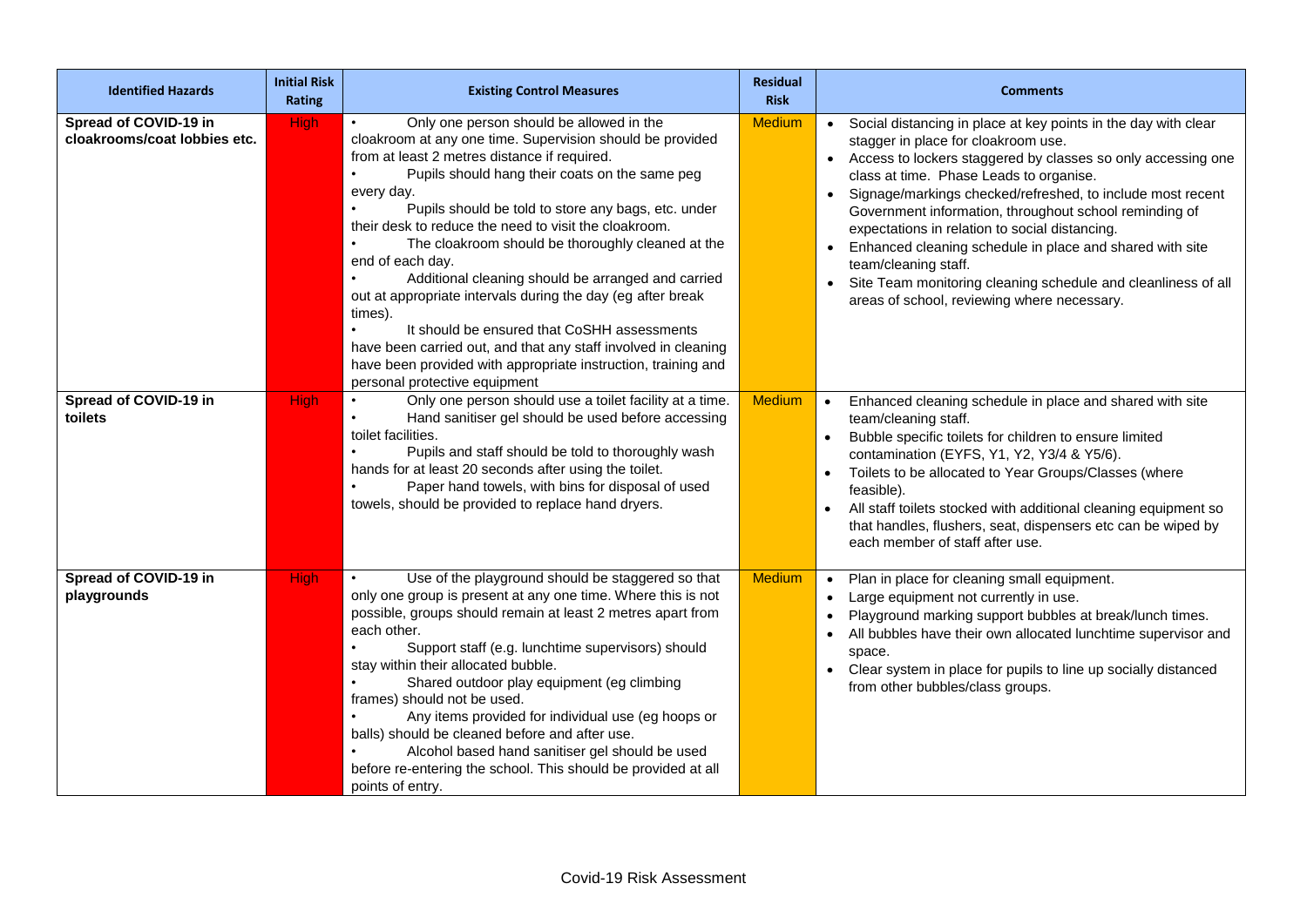| Identified Hazards | Initial Risk Rating | Existing Control Measures | Residual Risk | Comments |
|---|---|---|---|---|
| **Spread of COVID-19 in cloakrooms/coat lobbies etc.** | High | • Only one person should be allowed in the cloakroom at any one time. Supervision should be provided from at least 2 metres distance if required.<br>• Pupils should hang their coats on the same peg every day.<br>• Pupils should be told to store any bags, etc. under their desk to reduce the need to visit the cloakroom.<br>• The cloakroom should be thoroughly cleaned at the end of each day.<br>• Additional cleaning should be arranged and carried out at appropriate intervals during the day (eg after break times).<br>• It should be ensured that CoSHH assessments have been carried out, and that any staff involved in cleaning have been provided with appropriate instruction, training and personal protective equipment | Medium | • Social distancing in place at key points in the day with clear stagger in place for cloakroom use.<br>• Access to lockers staggered by classes so only accessing one class at time. Phase Leads to organise.<br>• Signage/markings checked/refreshed, to include most recent Government information, throughout school reminding of expectations in relation to social distancing.<br>• Enhanced cleaning schedule in place and shared with site team/cleaning staff.<br>• Site Team monitoring cleaning schedule and cleanliness of all areas of school, reviewing where necessary. |
| **Spread of COVID-19 in toilets** | High | • Only one person should use a toilet facility at a time.<br>• Hand sanitiser gel should be used before accessing toilet facilities.<br>• Pupils and staff should be told to thoroughly wash hands for at least 20 seconds after using the toilet.<br>• Paper hand towels, with bins for disposal of used towels, should be provided to replace hand dryers. | Medium | • Enhanced cleaning schedule in place and shared with site team/cleaning staff.<br>• Bubble specific toilets for children to ensure limited contamination (EYFS, Y1, Y2, Y3/4 & Y5/6).<br>• Toilets to be allocated to Year Groups/Classes (where feasible).<br>• All staff toilets stocked with additional cleaning equipment so that handles, flushers, seat, dispensers etc can be wiped by each member of staff after use. |
| **Spread of COVID-19 in playgrounds** | High | • Use of the playground should be staggered so that only one group is present at any one time. Where this is not possible, groups should remain at least 2 metres apart from each other.<br>• Support staff (e.g. lunchtime supervisors) should stay within their allocated bubble.<br>• Shared outdoor play equipment (eg climbing frames) should not be used.<br>• Any items provided for individual use (eg hoops or balls) should be cleaned before and after use.<br>• Alcohol based hand sanitiser gel should be used before re-entering the school. This should be provided at all points of entry. | Medium | • Plan in place for cleaning small equipment.<br>• Large equipment not currently in use.<br>• Playground marking support bubbles at break/lunch times.<br>• All bubbles have their own allocated lunchtime supervisor and space.<br>• Clear system in place for pupils to line up socially distanced from other bubbles/class groups. |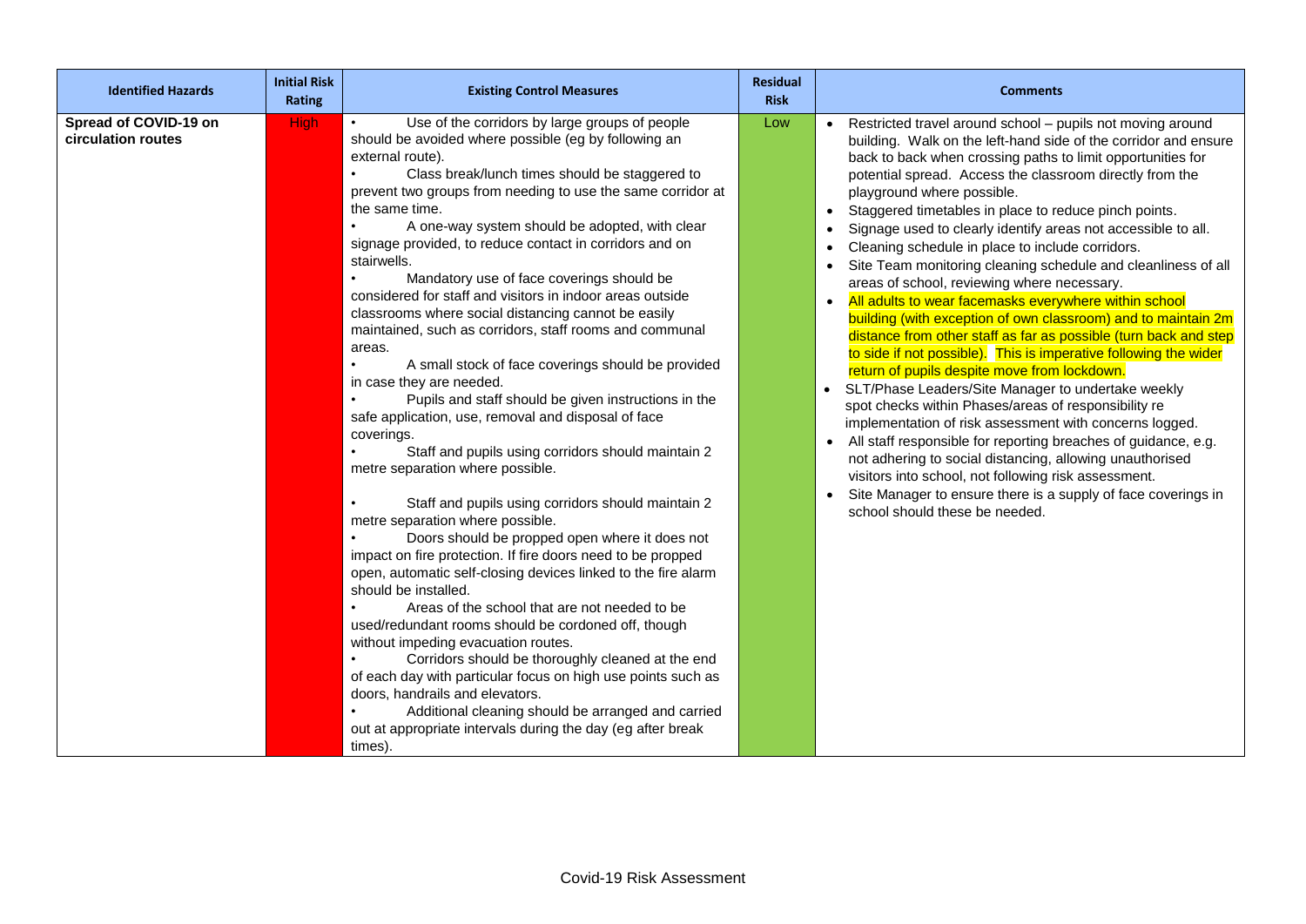| Identified Hazards | Initial Risk Rating | Existing Control Measures | Residual Risk | Comments |
|---|---|---|---|---|
| **Spread of COVID-19 on circulation routes** | High | • Use of the corridors by large groups of people should be avoided where possible (eg by following an external route).<br>• Class break/lunch times should be staggered to prevent two groups from needing to use the same corridor at the same time.<br>• A one-way system should be adopted, with clear signage provided, to reduce contact in corridors and on stairwells.<br>• Mandatory use of face coverings should be considered for staff and visitors in indoor areas outside classrooms where social distancing cannot be easily maintained, such as corridors, staff rooms and communal areas.<br>• A small stock of face coverings should be provided in case they are needed.<br>• Pupils and staff should be given instructions in the safe application, use, removal and disposal of face coverings.<br>• Staff and pupils using corridors should maintain 2 metre separation where possible.<br><br>• Staff and pupils using corridors should maintain 2 metre separation where possible.<br>• Doors should be propped open where it does not impact on fire protection. If fire doors need to be propped open, automatic self-closing devices linked to the fire alarm should be installed.<br>• Areas of the school that are not needed to be used/redundant rooms should be cordoned off, though without impeding evacuation routes.<br>• Corridors should be thoroughly cleaned at the end of each day with particular focus on high use points such as doors, handrails and elevators.<br>• Additional cleaning should be arranged and carried out at appropriate intervals during the day (eg after break times). | Low | • Restricted travel around school – pupils not moving around building. Walk on the left-hand side of the corridor and ensure back to back when crossing paths to limit opportunities for potential spread. Access the classroom directly from the playground where possible.<br>• Staggered timetables in place to reduce pinch points.<br>• Signage used to clearly identify areas not accessible to all.<br>• Cleaning schedule in place to include corridors.<br>• Site Team monitoring cleaning schedule and cleanliness of all areas of school, reviewing where necessary.<br>• All adults to wear facemasks everywhere within school building (with exception of own classroom) and to maintain 2m distance from other staff as far as possible (turn back and step to side if not possible). This is imperative following the wider return of pupils despite move from lockdown.<br>• SLT/Phase Leaders/Site Manager to undertake weekly spot checks within Phases/areas of responsibility re implementation of risk assessment with concerns logged.<br>• All staff responsible for reporting breaches of guidance, e.g. not adhering to social distancing, allowing unauthorised visitors into school, not following risk assessment.<br>• Site Manager to ensure there is a supply of face coverings in school should these be needed. |

Covid-19 Risk Assessment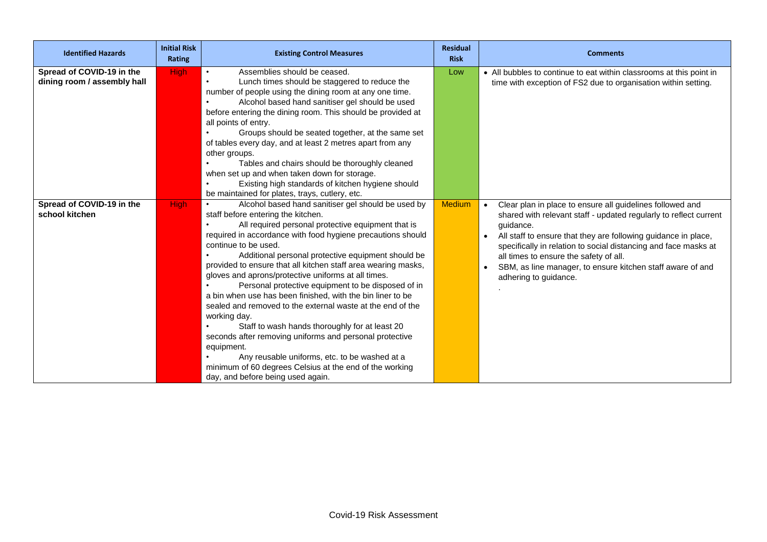| Identified Hazards | Initial Risk Rating | Existing Control Measures | Residual Risk | Comments |
|---|---|---|---|---|
| **Spread of COVID-19 in the dining room / assembly hall** | High | • Assemblies should be ceased.<br>• Lunch times should be staggered to reduce the number of people using the dining room at any one time.<br>• Alcohol based hand sanitiser gel should be used before entering the dining room. This should be provided at all points of entry.<br>• Groups should be seated together, at the same set of tables every day, and at least 2 metres apart from any other groups.<br>• Tables and chairs should be thoroughly cleaned when set up and when taken down for storage.<br>• Existing high standards of kitchen hygiene should be maintained for plates, trays, cutlery, etc. | Low | • All bubbles to continue to eat within classrooms at this point in time with exception of FS2 due to organisation within setting. |
| **Spread of COVID-19 in the school kitchen** | High | • Alcohol based hand sanitiser gel should be used by staff before entering the kitchen.<br>• All required personal protective equipment that is required in accordance with food hygiene precautions should continue to be used.<br>• Additional personal protective equipment should be provided to ensure that all kitchen staff area wearing masks, gloves and aprons/protective uniforms at all times.<br>• Personal protective equipment to be disposed of in a bin when use has been finished, with the bin liner to be sealed and removed to the external waste at the end of the working day.<br>• Staff to wash hands thoroughly for at least 20 seconds after removing uniforms and personal protective equipment.<br>• Any reusable uniforms, etc. to be washed at a minimum of 60 degrees Celsius at the end of the working day, and before being used again. | Medium | • Clear plan in place to ensure all guidelines followed and shared with relevant staff - updated regularly to reflect current guidance.<br>• All staff to ensure that they are following guidance in place, specifically in relation to social distancing and face masks at all times to ensure the safety of all.<br>• SBM, as line manager, to ensure kitchen staff aware of and adhering to guidance.<br>. |

Covid-19 Risk Assessment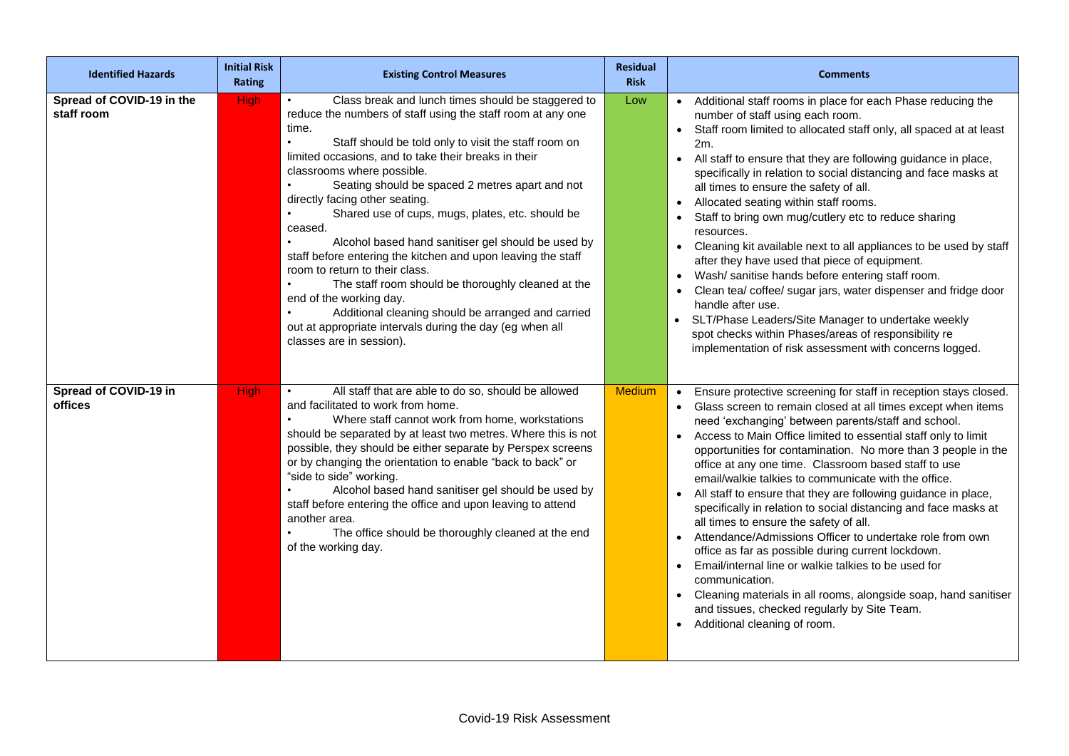| Identified Hazards | Initial Risk Rating | Existing Control Measures | Residual Risk | Comments |
| --- | --- | --- | --- | --- |
| **Spread of COVID-19 in the staff room** | High | • Class break and lunch times should be staggered to reduce the numbers of staff using the staff room at any one time.<br>• Staff should be told only to visit the staff room on limited occasions, and to take their breaks in their classrooms where possible.<br>• Seating should be spaced 2 metres apart and not directly facing other seating.<br>• Shared use of cups, mugs, plates, etc. should be ceased.<br>• Alcohol based hand sanitiser gel should be used by staff before entering the kitchen and upon leaving the staff room to return to their class.<br>• The staff room should be thoroughly cleaned at the end of the working day.<br>• Additional cleaning should be arranged and carried out at appropriate intervals during the day (eg when all classes are in session). | Low | • Additional staff rooms in place for each Phase reducing the number of staff using each room.<br>• Staff room limited to allocated staff only, all spaced at at least 2m.<br>• All staff to ensure that they are following guidance in place, specifically in relation to social distancing and face masks at all times to ensure the safety of all.<br>• Allocated seating within staff rooms.<br>• Staff to bring own mug/cutlery etc to reduce sharing resources.<br>• Cleaning kit available next to all appliances to be used by staff after they have used that piece of equipment.<br>• Wash/ sanitise hands before entering staff room.<br>• Clean tea/ coffee/ sugar jars, water dispenser and fridge door handle after use.<br>• SLT/Phase Leaders/Site Manager to undertake weekly spot checks within Phases/areas of responsibility re implementation of risk assessment with concerns logged. |
| **Spread of COVID-19 in offices** | High | • All staff that are able to do so, should be allowed and facilitated to work from home.<br>• Where staff cannot work from home, workstations should be separated by at least two metres. Where this is not possible, they should be either separate by Perspex screens or by changing the orientation to enable "back to back" or "side to side" working.<br>• Alcohol based hand sanitiser gel should be used by staff before entering the office and upon leaving to attend another area.<br>• The office should be thoroughly cleaned at the end of the working day. | Medium | • Ensure protective screening for staff in reception stays closed.<br>• Glass screen to remain closed at all times except when items need 'exchanging' between parents/staff and school.<br>• Access to Main Office limited to essential staff only to limit opportunities for contamination. No more than 3 people in the office at any one time. Classroom based staff to use email/walkie talkies to communicate with the office.<br>• All staff to ensure that they are following guidance in place, specifically in relation to social distancing and face masks at all times to ensure the safety of all.<br>• Attendance/Admissions Officer to undertake role from own office as far as possible during current lockdown.<br>• Email/internal line or walkie talkies to be used for communication.<br>• Cleaning materials in all rooms, alongside soap, hand sanitiser and tissues, checked regularly by Site Team.<br>• Additional cleaning of room. |

Covid-19 Risk Assessment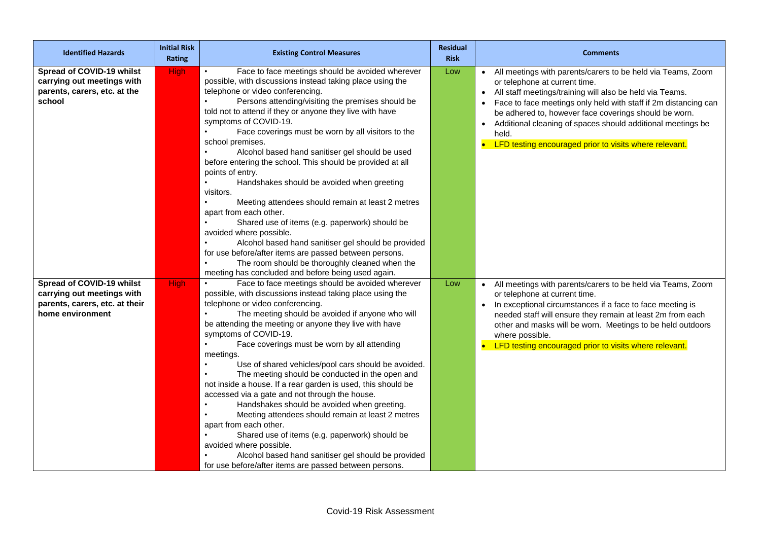| Identified Hazards | Initial Risk Rating | Existing Control Measures | Residual Risk | Comments |
|---|---|---|---|---|
| **Spread of COVID-19 whilst carrying out meetings with parents, carers, etc. at the school** | High | • Face to face meetings should be avoided wherever possible, with discussions instead taking place using the telephone or video conferencing.<br>• Persons attending/visiting the premises should be told not to attend if they or anyone they live with have symptoms of COVID-19.<br>• Face coverings must be worn by all visitors to the school premises.<br>• Alcohol based hand sanitiser gel should be used before entering the school. This should be provided at all points of entry.<br>• Handshakes should be avoided when greeting visitors.<br>• Meeting attendees should remain at least 2 metres apart from each other.<br>• Shared use of items (e.g. paperwork) should be avoided where possible.<br>• Alcohol based hand sanitiser gel should be provided for use before/after items are passed between persons.<br>• The room should be thoroughly cleaned when the meeting has concluded and before being used again. | Low | • All meetings with parents/carers to be held via Teams, Zoom or telephone at current time.<br>• All staff meetings/training will also be held via Teams.<br>• Face to face meetings only held with staff if 2m distancing can be adhered to, however face coverings should be worn.<br>• Additional cleaning of spaces should additional meetings be held.<br>• LFD testing encouraged prior to visits where relevant. |
| **Spread of COVID-19 whilst carrying out meetings with parents, carers, etc. at their home environment** | High | • Face to face meetings should be avoided wherever possible, with discussions instead taking place using the telephone or video conferencing.<br>• The meeting should be avoided if anyone who will be attending the meeting or anyone they live with have symptoms of COVID-19.<br>• Face coverings must be worn by all attending meetings.<br>• Use of shared vehicles/pool cars should be avoided.<br>• The meeting should be conducted in the open and not inside a house. If a rear garden is used, this should be accessed via a gate and not through the house.<br>• Handshakes should be avoided when greeting.<br>• Meeting attendees should remain at least 2 metres apart from each other.<br>• Shared use of items (e.g. paperwork) should be avoided where possible.<br>• Alcohol based hand sanitiser gel should be provided for use before/after items are passed between persons. | Low | • All meetings with parents/carers to be held via Teams, Zoom or telephone at current time.<br>• In exceptional circumstances if a face to face meeting is needed staff will ensure they remain at least 2m from each other and masks will be worn. Meetings to be held outdoors where possible.<br>• LFD testing encouraged prior to visits where relevant. |

Covid-19 Risk Assessment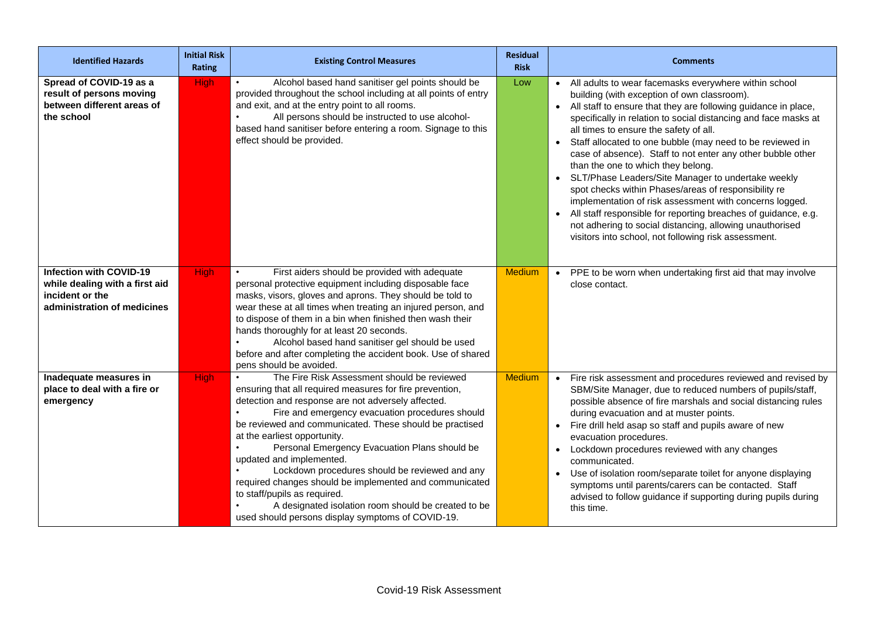| Identified Hazards | Initial Risk Rating | Existing Control Measures | Residual Risk | Comments |
|---|---|---|---|---|
| **Spread of COVID-19 as a result of persons moving between different areas of the school** | High | • Alcohol based hand sanitiser gel points should be provided throughout the school including at all points of entry and exit, and at the entry point to all rooms.<br>• All persons should be instructed to use alcohol-based hand sanitiser before entering a room. Signage to this effect should be provided. | Low | • All adults to wear facemasks everywhere within school building (with exception of own classroom).<br>• All staff to ensure that they are following guidance in place, specifically in relation to social distancing and face masks at all times to ensure the safety of all.<br>• Staff allocated to one bubble (may need to be reviewed in case of absence). Staff to not enter any other bubble other than the one to which they belong.<br>• SLT/Phase Leaders/Site Manager to undertake weekly spot checks within Phases/areas of responsibility re implementation of risk assessment with concerns logged.<br>• All staff responsible for reporting breaches of guidance, e.g. not adhering to social distancing, allowing unauthorised visitors into school, not following risk assessment. |
| **Infection with COVID-19 while dealing with a first aid incident or the administration of medicines** | High | • First aiders should be provided with adequate personal protective equipment including disposable face masks, visors, gloves and aprons. They should be told to wear these at all times when treating an injured person, and to dispose of them in a bin when finished then wash their hands thoroughly for at least 20 seconds.<br>• Alcohol based hand sanitiser gel should be used before and after completing the accident book. Use of shared pens should be avoided. | Medium | • PPE to be worn when undertaking first aid that may involve close contact. |
| **Inadequate measures in place to deal with a fire or emergency** | High | • The Fire Risk Assessment should be reviewed ensuring that all required measures for fire prevention, detection and response are not adversely affected.<br>• Fire and emergency evacuation procedures should be reviewed and communicated. These should be practised at the earliest opportunity.<br>• Personal Emergency Evacuation Plans should be updated and implemented.<br>• Lockdown procedures should be reviewed and any required changes should be implemented and communicated to staff/pupils as required.<br>• A designated isolation room should be created to be used should persons display symptoms of COVID-19. | Medium | • Fire risk assessment and procedures reviewed and revised by SBM/Site Manager, due to reduced numbers of pupils/staff, possible absence of fire marshals and social distancing rules during evacuation and at muster points.<br>• Fire drill held asap so staff and pupils aware of new evacuation procedures.<br>• Lockdown procedures reviewed with any changes communicated.<br>• Use of isolation room/separate toilet for anyone displaying symptoms until parents/carers can be contacted. Staff advised to follow guidance if supporting during pupils during this time. |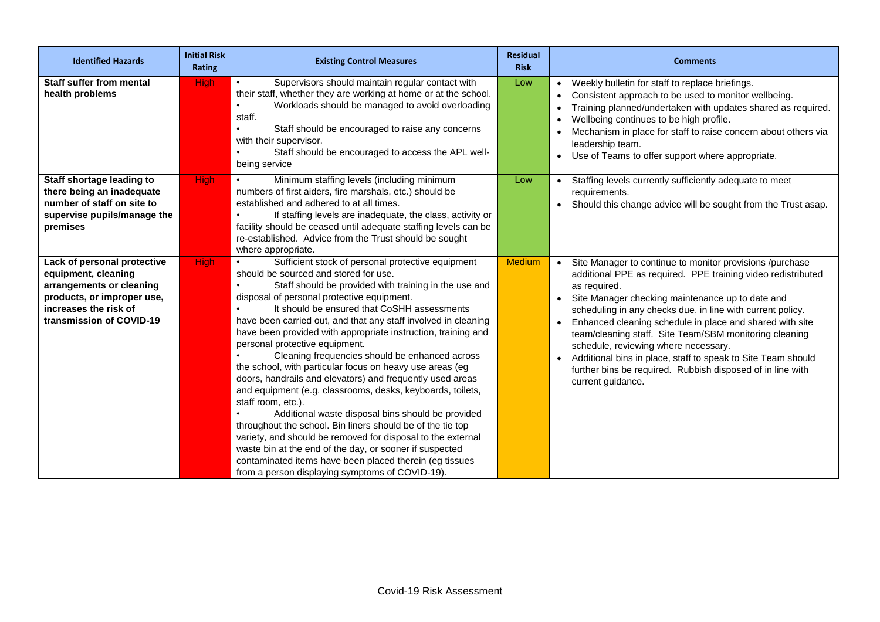| Identified Hazards | Initial Risk Rating | Existing Control Measures | Residual Risk | Comments |
|---|---|---|---|---|
| **Staff suffer from mental health problems** | High | • Supervisors should maintain regular contact with their staff, whether they are working at home or at the school.<br>• Workloads should be managed to avoid overloading staff.<br>• Staff should be encouraged to raise any concerns with their supervisor.<br>• Staff should be encouraged to access the APL well-being service | Low | • Weekly bulletin for staff to replace briefings.<br>• Consistent approach to be used to monitor wellbeing.<br>• Training planned/undertaken with updates shared as required.<br>• Wellbeing continues to be high profile.<br>• Mechanism in place for staff to raise concern about others via leadership team.<br>• Use of Teams to offer support where appropriate. |
| **Staff shortage leading to there being an inadequate number of staff on site to supervise pupils/manage the premises** | High | • Minimum staffing levels (including minimum numbers of first aiders, fire marshals, etc.) should be established and adhered to at all times.<br>• If staffing levels are inadequate, the class, activity or facility should be ceased until adequate staffing levels can be re-established. Advice from the Trust should be sought where appropriate. | Low | • Staffing levels currently sufficiently adequate to meet requirements.<br>• Should this change advice will be sought from the Trust asap. |
| **Lack of personal protective equipment, cleaning arrangements or cleaning products, or improper use, increases the risk of transmission of COVID-19** | High | • Sufficient stock of personal protective equipment should be sourced and stored for use.<br>• Staff should be provided with training in the use and disposal of personal protective equipment.<br>• It should be ensured that CoSHH assessments have been carried out, and that any staff involved in cleaning have been provided with appropriate instruction, training and personal protective equipment.<br>• Cleaning frequencies should be enhanced across the school, with particular focus on heavy use areas (eg doors, handrails and elevators) and frequently used areas and equipment (e.g. classrooms, desks, keyboards, toilets, staff room, etc.).<br>• Additional waste disposal bins should be provided throughout the school. Bin liners should be of the tie top variety, and should be removed for disposal to the external waste bin at the end of the day, or sooner if suspected contaminated items have been placed therein (eg tissues from a person displaying symptoms of COVID-19). | Medium | • Site Manager to continue to monitor provisions /purchase additional PPE as required. PPE training video redistributed as required.<br>• Site Manager checking maintenance up to date and scheduling in any checks due, in line with current policy.<br>• Enhanced cleaning schedule in place and shared with site team/cleaning staff. Site Team/SBM monitoring cleaning schedule, reviewing where necessary.<br>• Additional bins in place, staff to speak to Site Team should further bins be required. Rubbish disposed of in line with current guidance. |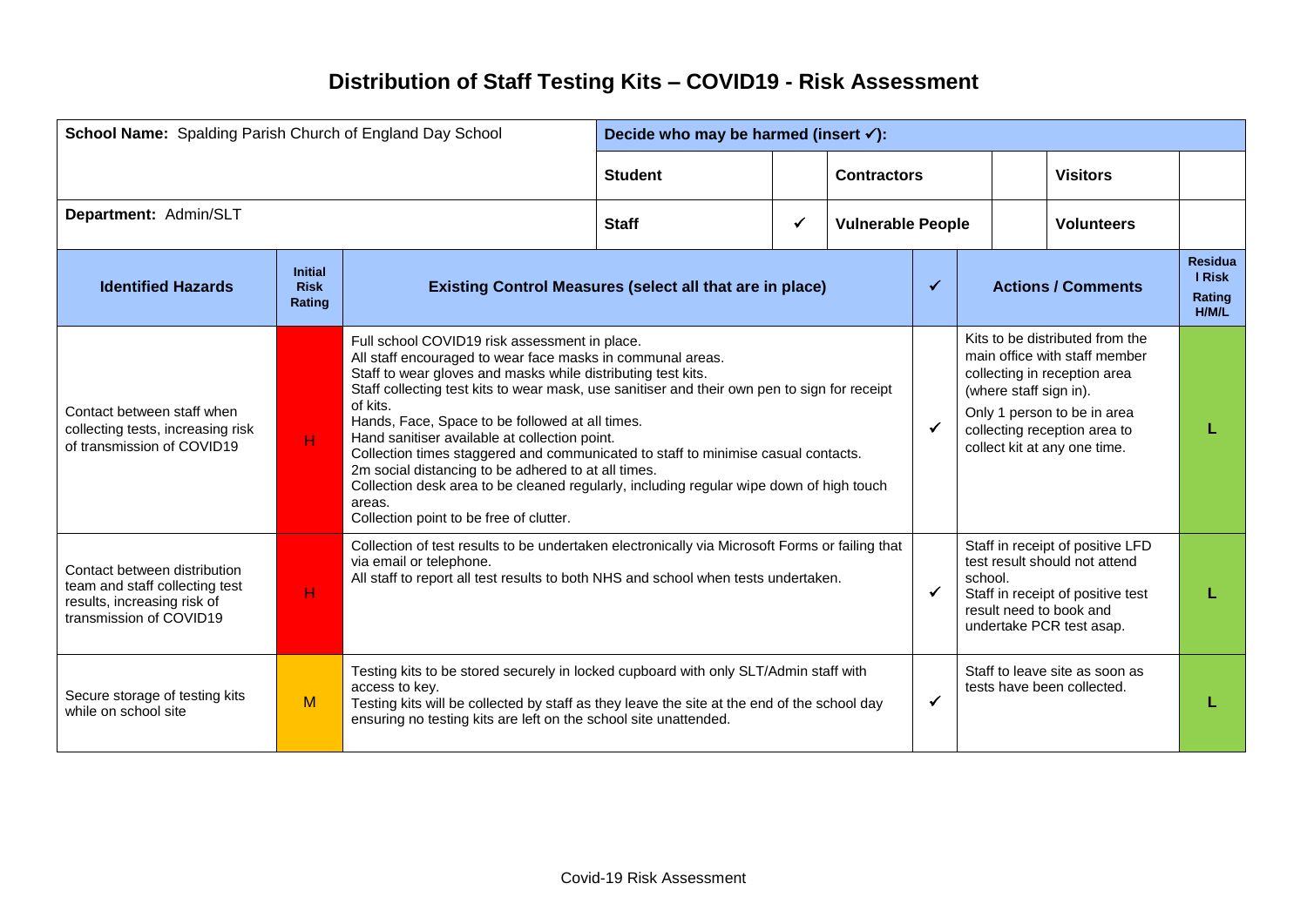# Distribution of Staff Testing Kits – COVID19 - Risk Assessment

| School Name: Spalding Parish Church of England Day School | | Decide who may be harmed (insert ✓): | | | | | |
|---|---|---|---|---|---|---|---|
| | | Student | | Contractors | | Visitors | |
| Department: Admin/SLT | | Staff | ✓ | Vulnerable People | | Volunteers | |

| Identified Hazards | Initial Risk Rating | Existing Control Measures (select all that are in place) | ✓ | Actions / Comments | Residual Risk Rating H/M/L |
|---|---|---|---|---|---|
| Contact between staff when collecting tests, increasing risk of transmission of COVID19 | H | Full school COVID19 risk assessment in place.<br>All staff encouraged to wear face masks in communal areas.<br>Staff to wear gloves and masks while distributing test kits.<br>Staff collecting test kits to wear mask, use sanitiser and their own pen to sign for receipt of kits.<br>Hands, Face, Space to be followed at all times.<br>Hand sanitiser available at collection point.<br>Collection times staggered and communicated to staff to minimise casual contacts.<br>2m social distancing to be adhered to at all times.<br>Collection desk area to be cleaned regularly, including regular wipe down of high touch areas.<br>Collection point to be free of clutter. | ✓ | Kits to be distributed from the main office with staff member collecting in reception area (where staff sign in).<br>Only 1 person to be in area collecting reception area to collect kit at any one time. | L |
| Contact between distribution team and staff collecting test results, increasing risk of transmission of COVID19 | H | Collection of test results to be undertaken electronically via Microsoft Forms or failing that via email or telephone.<br>All staff to report all test results to both NHS and school when tests undertaken. | ✓ | Staff in receipt of positive LFD test result should not attend school.<br>Staff in receipt of positive test result need to book and undertake PCR test asap. | L |
| Secure storage of testing kits while on school site | M | Testing kits to be stored securely in locked cupboard with only SLT/Admin staff with access to key.<br>Testing kits will be collected by staff as they leave the site at the end of the school day ensuring no testing kits are left on the school site unattended. | ✓ | Staff to leave site as soon as tests have been collected. | L |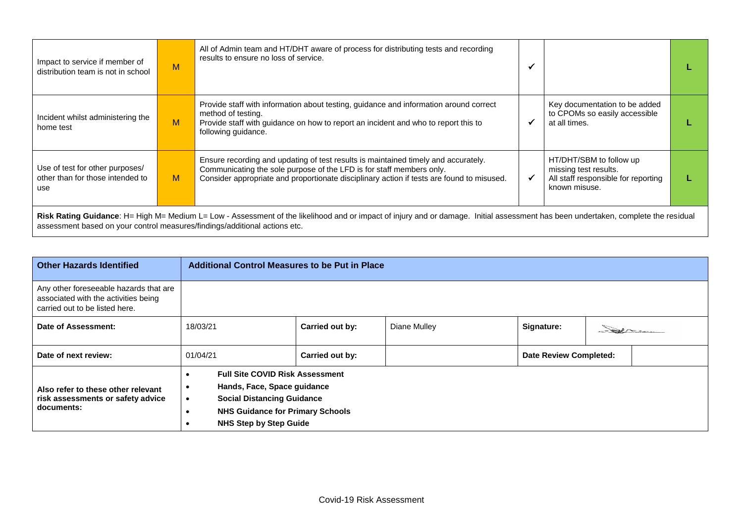| | | | | | |
|---|---|---|---|---|---|
| Impact to service if member of distribution team is not in school | M | All of Admin team and HT/DHT aware of process for distributing tests and recording results to ensure no loss of service. | ✓ | | L |
| Incident whilst administering the home test | M | Provide staff with information about testing, guidance and information around correct method of testing.<br>Provide staff with guidance on how to report an incident and who to report this to following guidance. | ✓ | Key documentation to be added to CPOMs so easily accessible at all times. | L |
| Use of test for other purposes/ other than for those intended to use | M | Ensure recording and updating of test results is maintained timely and accurately.<br>Communicating the sole purpose of the LFD is for staff members only.<br>Consider appropriate and proportionate disciplinary action if tests are found to misused. | ✓ | HT/DHT/SBM to follow up missing test results.<br>All staff responsible for reporting known misuse. | L |

**Risk Rating Guidance**: H= High M= Medium L= Low - Assessment of the likelihood and or impact of injury and or damage. Initial assessment has been undertaken, complete the residual assessment based on your control measures/findings/additional actions etc.

| **Other Hazards Identified** | **Additional Control Measures to be Put in Place** | | | | |
|---|---|---|---|---|---|
| Any other foreseeable hazards that are associated with the activities being carried out to be listed here. | | | | | |
| **Date of Assessment:** | 18/03/21 | **Carried out by:** | Diane Mulley | **Signature:** | [signature] |
| **Date of next review:** | 01/04/21 | **Carried out by:** | | **Date Review Completed:** | |
| **Also refer to these other relevant risk assessments or safety advice documents:** | • **Full Site COVID Risk Assessment**<br>• **Hands, Face, Space guidance**<br>• **Social Distancing Guidance**<br>• **NHS Guidance for Primary Schools**<br>• **NHS Step by Step Guide** | | | | |